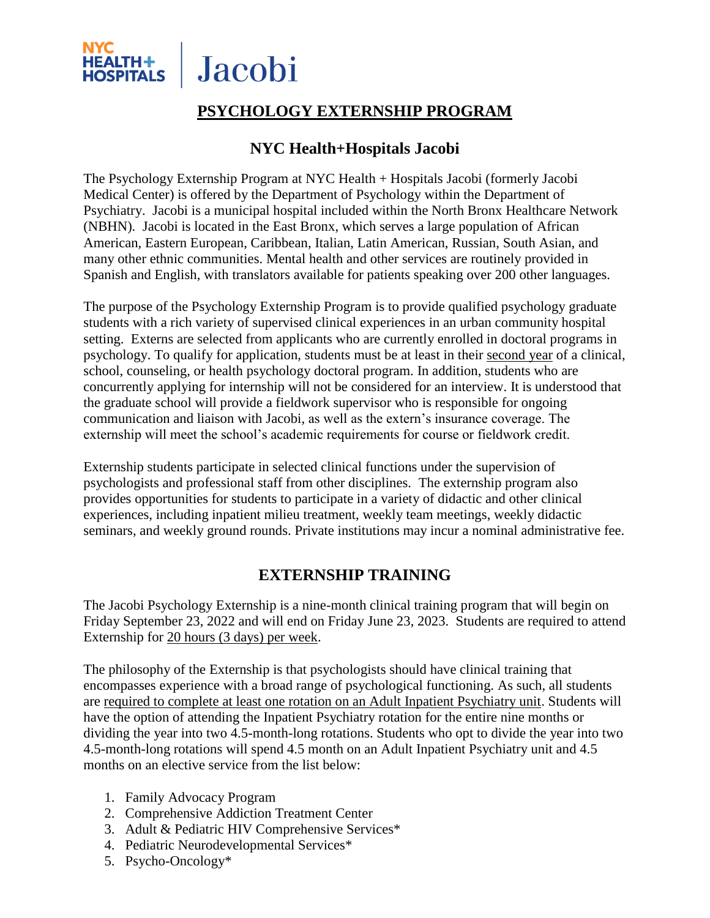NYC HEALTH+ HOSPITALS | Jacobi

# PSYCHOLOGY EXTERNSHIP PROGRAM

## NYC Health+Hospitals Jacobi

The Psychology Externship Program at NYC Health + Hospitals Jacobi (formerly Jacobi Medical Center) is offered by the Department of Psychology within the Department of Psychiatry. Jacobi is a municipal hospital included within the North Bronx Healthcare Network (NBHN). Jacobi is located in the East Bronx, which serves a large population of African American, Eastern European, Caribbean, Italian, Latin American, Russian, South Asian, and many other ethnic communities. Mental health and other services are routinely provided in Spanish and English, with translators available for patients speaking over 200 other languages.

The purpose of the Psychology Externship Program is to provide qualified psychology graduate students with a rich variety of supervised clinical experiences in an urban community hospital setting. Externs are selected from applicants who are currently enrolled in doctoral programs in psychology. To qualify for application, students must be at least in their second year of a clinical, school, counseling, or health psychology doctoral program. In addition, students who are concurrently applying for internship will not be considered for an interview. It is understood that the graduate school will provide a fieldwork supervisor who is responsible for ongoing communication and liaison with Jacobi, as well as the extern's insurance coverage. The externship will meet the school's academic requirements for course or fieldwork credit.

Externship students participate in selected clinical functions under the supervision of psychologists and professional staff from other disciplines. The externship program also provides opportunities for students to participate in a variety of didactic and other clinical experiences, including inpatient milieu treatment, weekly team meetings, weekly didactic seminars, and weekly ground rounds. Private institutions may incur a nominal administrative fee.

## EXTERNSHIP TRAINING

The Jacobi Psychology Externship is a nine-month clinical training program that will begin on Friday September 23, 2022 and will end on Friday June 23, 2023. Students are required to attend Externship for 20 hours (3 days) per week.

The philosophy of the Externship is that psychologists should have clinical training that encompasses experience with a broad range of psychological functioning. As such, all students are required to complete at least one rotation on an Adult Inpatient Psychiatry unit. Students will have the option of attending the Inpatient Psychiatry rotation for the entire nine months or dividing the year into two 4.5-month-long rotations. Students who opt to divide the year into two 4.5-month-long rotations will spend 4.5 month on an Adult Inpatient Psychiatry unit and 4.5 months on an elective service from the list below:

1. Family Advocacy Program
2. Comprehensive Addiction Treatment Center
3. Adult & Pediatric HIV Comprehensive Services*
4. Pediatric Neurodevelopmental Services*
5. Psycho-Oncology*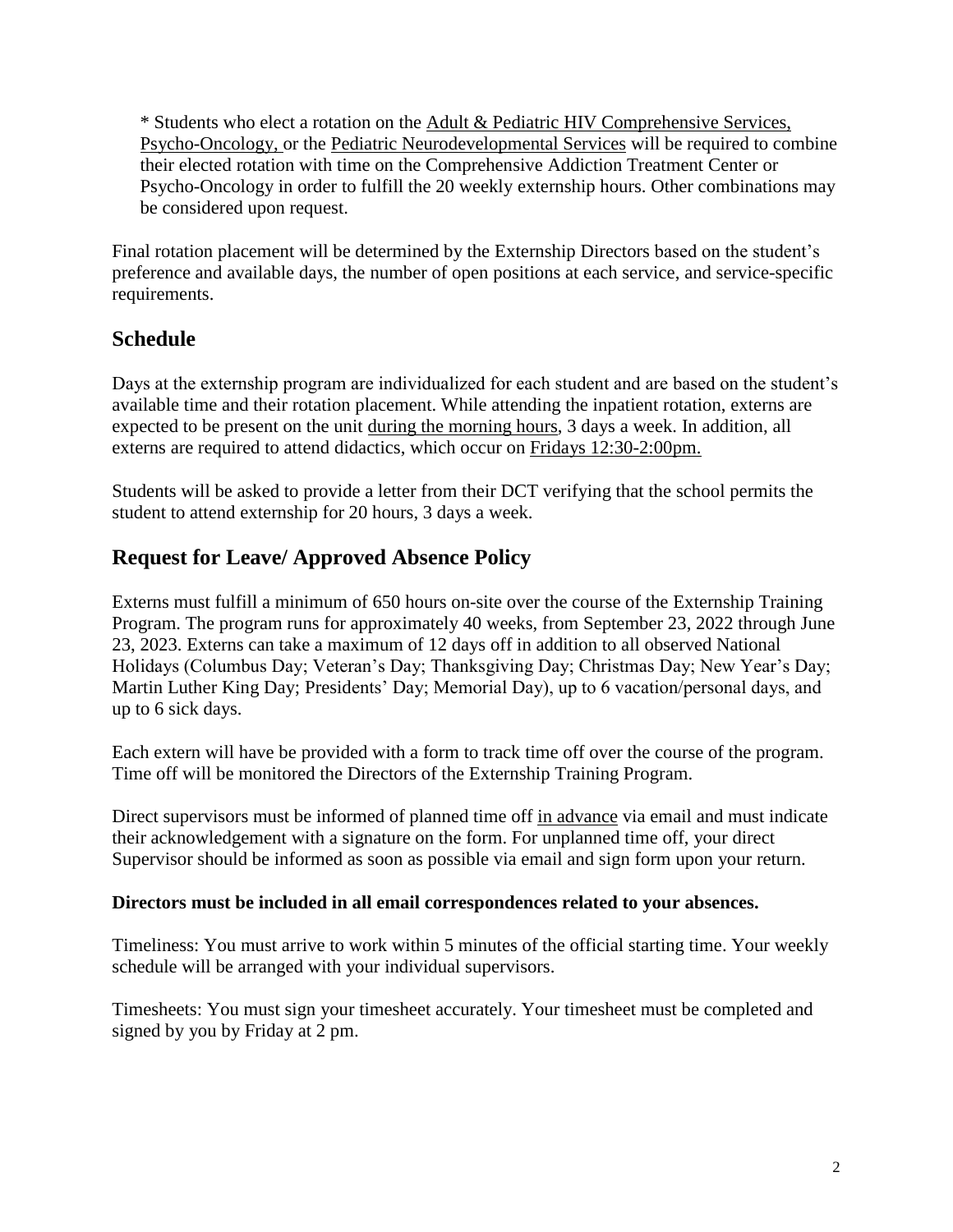\* Students who elect a rotation on the Adult & Pediatric HIV Comprehensive Services, Psycho-Oncology, or the Pediatric Neurodevelopmental Services will be required to combine their elected rotation with time on the Comprehensive Addiction Treatment Center or Psycho-Oncology in order to fulfill the 20 weekly externship hours. Other combinations may be considered upon request.

Final rotation placement will be determined by the Externship Directors based on the student's preference and available days, the number of open positions at each service, and service-specific requirements.

## Schedule

Days at the externship program are individualized for each student and are based on the student's available time and their rotation placement. While attending the inpatient rotation, externs are expected to be present on the unit during the morning hours, 3 days a week. In addition, all externs are required to attend didactics, which occur on Fridays 12:30-2:00pm.

Students will be asked to provide a letter from their DCT verifying that the school permits the student to attend externship for 20 hours, 3 days a week.

## Request for Leave/ Approved Absence Policy

Externs must fulfill a minimum of 650 hours on-site over the course of the Externship Training Program. The program runs for approximately 40 weeks, from September 23, 2022 through June 23, 2023. Externs can take a maximum of 12 days off in addition to all observed National Holidays (Columbus Day; Veteran's Day; Thanksgiving Day; Christmas Day; New Year's Day; Martin Luther King Day; Presidents' Day; Memorial Day), up to 6 vacation/personal days, and up to 6 sick days.

Each extern will have be provided with a form to track time off over the course of the program. Time off will be monitored the Directors of the Externship Training Program.

Direct supervisors must be informed of planned time off in advance via email and must indicate their acknowledgement with a signature on the form. For unplanned time off, your direct Supervisor should be informed as soon as possible via email and sign form upon your return.

**Directors must be included in all email correspondences related to your absences.**

Timeliness: You must arrive to work within 5 minutes of the official starting time. Your weekly schedule will be arranged with your individual supervisors.

Timesheets: You must sign your timesheet accurately. Your timesheet must be completed and signed by you by Friday at 2 pm.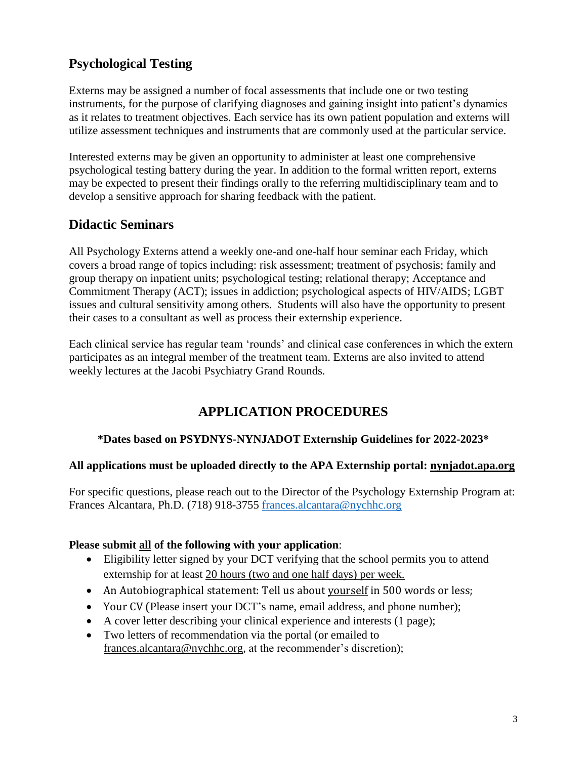## Psychological Testing

Externs may be assigned a number of focal assessments that include one or two testing instruments, for the purpose of clarifying diagnoses and gaining insight into patient's dynamics as it relates to treatment objectives. Each service has its own patient population and externs will utilize assessment techniques and instruments that are commonly used at the particular service.

Interested externs may be given an opportunity to administer at least one comprehensive psychological testing battery during the year. In addition to the formal written report, externs may be expected to present their findings orally to the referring multidisciplinary team and to develop a sensitive approach for sharing feedback with the patient.

## Didactic Seminars

All Psychology Externs attend a weekly one-and one-half hour seminar each Friday, which covers a broad range of topics including: risk assessment; treatment of psychosis; family and group therapy on inpatient units; psychological testing; relational therapy; Acceptance and Commitment Therapy (ACT); issues in addiction; psychological aspects of HIV/AIDS; LGBT issues and cultural sensitivity among others. Students will also have the opportunity to present their cases to a consultant as well as process their externship experience.

Each clinical service has regular team 'rounds' and clinical case conferences in which the extern participates as an integral member of the treatment team. Externs are also invited to attend weekly lectures at the Jacobi Psychiatry Grand Rounds.

# APPLICATION PROCEDURES

**\*Dates based on PSYDNYS-NYNJADOT Externship Guidelines for 2022-2023\***

**All applications must be uploaded directly to the APA Externship portal: nynjadot.apa.org**

For specific questions, please reach out to the Director of the Psychology Externship Program at: Frances Alcantara, Ph.D. (718) 918-3755 frances.alcantara@nychhc.org

**Please submit all of the following with your application**:

- Eligibility letter signed by your DCT verifying that the school permits you to attend externship for at least 20 hours (two and one half days) per week.
- An Autobiographical statement: Tell us about yourself in 500 words or less;
- Your CV (Please insert your DCT's name, email address, and phone number);
- A cover letter describing your clinical experience and interests (1 page);
- Two letters of recommendation via the portal (or emailed to frances.alcantara@nychhc.org, at the recommender's discretion);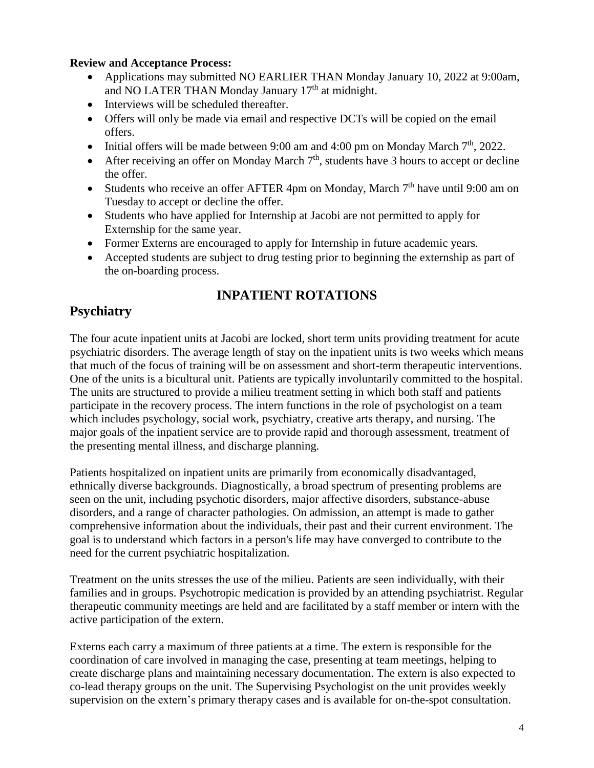**Review and Acceptance Process:**

- Applications may submitted NO EARLIER THAN Monday January 10, 2022 at 9:00am, and NO LATER THAN Monday January 17th at midnight.
- Interviews will be scheduled thereafter.
- Offers will only be made via email and respective DCTs will be copied on the email offers.
- Initial offers will be made between 9:00 am and 4:00 pm on Monday March 7th, 2022.
- After receiving an offer on Monday March 7th, students have 3 hours to accept or decline the offer.
- Students who receive an offer AFTER 4pm on Monday, March 7th have until 9:00 am on Tuesday to accept or decline the offer.
- Students who have applied for Internship at Jacobi are not permitted to apply for Externship for the same year.
- Former Externs are encouraged to apply for Internship in future academic years.
- Accepted students are subject to drug testing prior to beginning the externship as part of the on-boarding process.

# INPATIENT ROTATIONS

## Psychiatry

The four acute inpatient units at Jacobi are locked, short term units providing treatment for acute psychiatric disorders. The average length of stay on the inpatient units is two weeks which means that much of the focus of training will be on assessment and short-term therapeutic interventions. One of the units is a bicultural unit. Patients are typically involuntarily committed to the hospital. The units are structured to provide a milieu treatment setting in which both staff and patients participate in the recovery process. The intern functions in the role of psychologist on a team which includes psychology, social work, psychiatry, creative arts therapy, and nursing. The major goals of the inpatient service are to provide rapid and thorough assessment, treatment of the presenting mental illness, and discharge planning.

Patients hospitalized on inpatient units are primarily from economically disadvantaged, ethnically diverse backgrounds. Diagnostically, a broad spectrum of presenting problems are seen on the unit, including psychotic disorders, major affective disorders, substance-abuse disorders, and a range of character pathologies. On admission, an attempt is made to gather comprehensive information about the individuals, their past and their current environment. The goal is to understand which factors in a person's life may have converged to contribute to the need for the current psychiatric hospitalization.

Treatment on the units stresses the use of the milieu. Patients are seen individually, with their families and in groups. Psychotropic medication is provided by an attending psychiatrist. Regular therapeutic community meetings are held and are facilitated by a staff member or intern with the active participation of the extern.

Externs each carry a maximum of three patients at a time. The extern is responsible for the coordination of care involved in managing the case, presenting at team meetings, helping to create discharge plans and maintaining necessary documentation. The extern is also expected to co-lead therapy groups on the unit. The Supervising Psychologist on the unit provides weekly supervision on the extern's primary therapy cases and is available for on-the-spot consultation.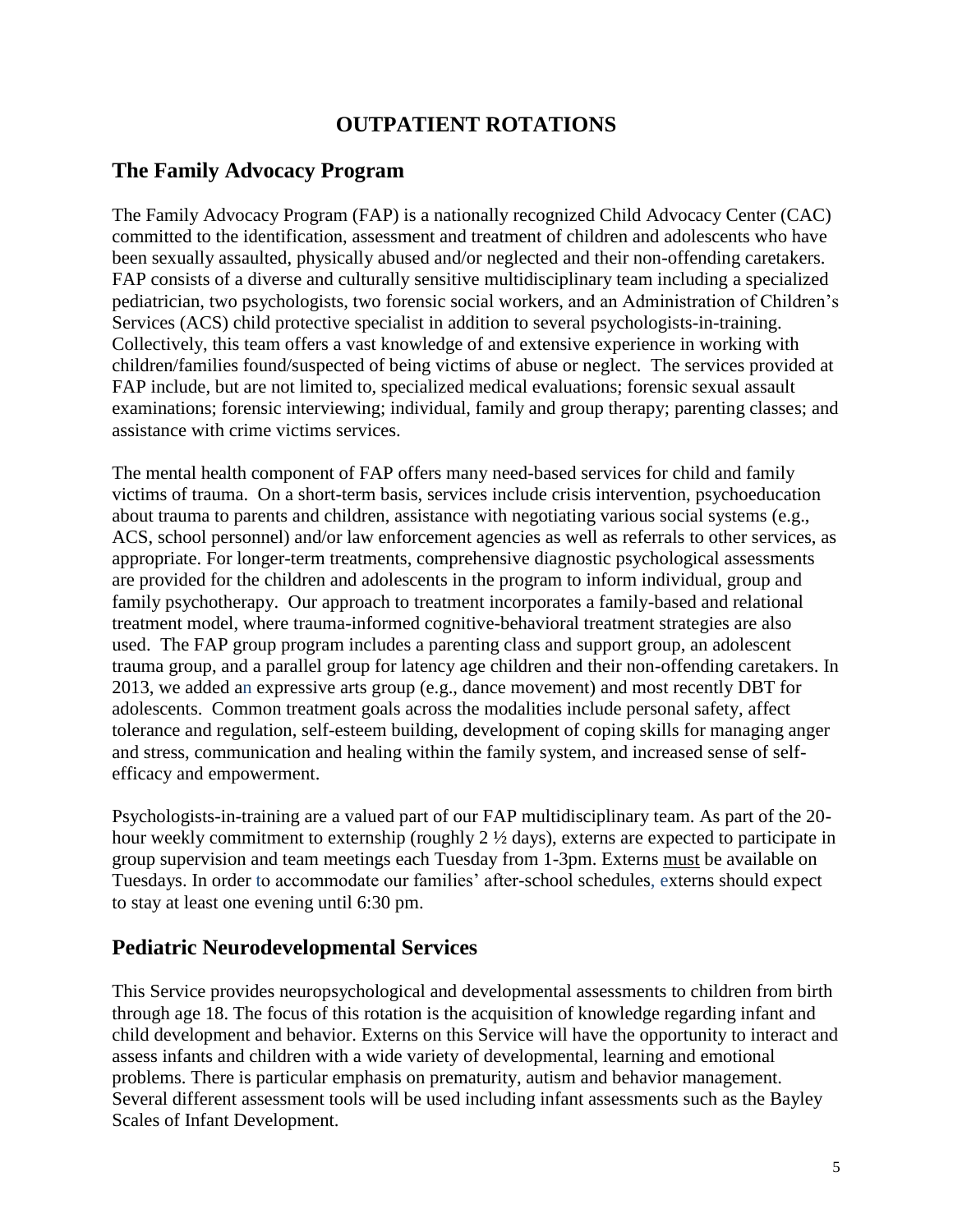# OUTPATIENT ROTATIONS

## The Family Advocacy Program

The Family Advocacy Program (FAP) is a nationally recognized Child Advocacy Center (CAC) committed to the identification, assessment and treatment of children and adolescents who have been sexually assaulted, physically abused and/or neglected and their non-offending caretakers. FAP consists of a diverse and culturally sensitive multidisciplinary team including a specialized pediatrician, two psychologists, two forensic social workers, and an Administration of Children's Services (ACS) child protective specialist in addition to several psychologists-in-training. Collectively, this team offers a vast knowledge of and extensive experience in working with children/families found/suspected of being victims of abuse or neglect. The services provided at FAP include, but are not limited to, specialized medical evaluations; forensic sexual assault examinations; forensic interviewing; individual, family and group therapy; parenting classes; and assistance with crime victims services.

The mental health component of FAP offers many need-based services for child and family victims of trauma. On a short-term basis, services include crisis intervention, psychoeducation about trauma to parents and children, assistance with negotiating various social systems (e.g., ACS, school personnel) and/or law enforcement agencies as well as referrals to other services, as appropriate. For longer-term treatments, comprehensive diagnostic psychological assessments are provided for the children and adolescents in the program to inform individual, group and family psychotherapy. Our approach to treatment incorporates a family-based and relational treatment model, where trauma-informed cognitive-behavioral treatment strategies are also used. The FAP group program includes a parenting class and support group, an adolescent trauma group, and a parallel group for latency age children and their non-offending caretakers. In 2013, we added an expressive arts group (e.g., dance movement) and most recently DBT for adolescents. Common treatment goals across the modalities include personal safety, affect tolerance and regulation, self-esteem building, development of coping skills for managing anger and stress, communication and healing within the family system, and increased sense of self-efficacy and empowerment.

Psychologists-in-training are a valued part of our FAP multidisciplinary team. As part of the 20-hour weekly commitment to externship (roughly 2 ½ days), externs are expected to participate in group supervision and team meetings each Tuesday from 1-3pm. Externs <u>must</u> be available on Tuesdays. In order to accommodate our families' after-school schedules, externs should expect to stay at least one evening until 6:30 pm.

## Pediatric Neurodevelopmental Services

This Service provides neuropsychological and developmental assessments to children from birth through age 18. The focus of this rotation is the acquisition of knowledge regarding infant and child development and behavior. Externs on this Service will have the opportunity to interact and assess infants and children with a wide variety of developmental, learning and emotional problems. There is particular emphasis on prematurity, autism and behavior management. Several different assessment tools will be used including infant assessments such as the Bayley Scales of Infant Development.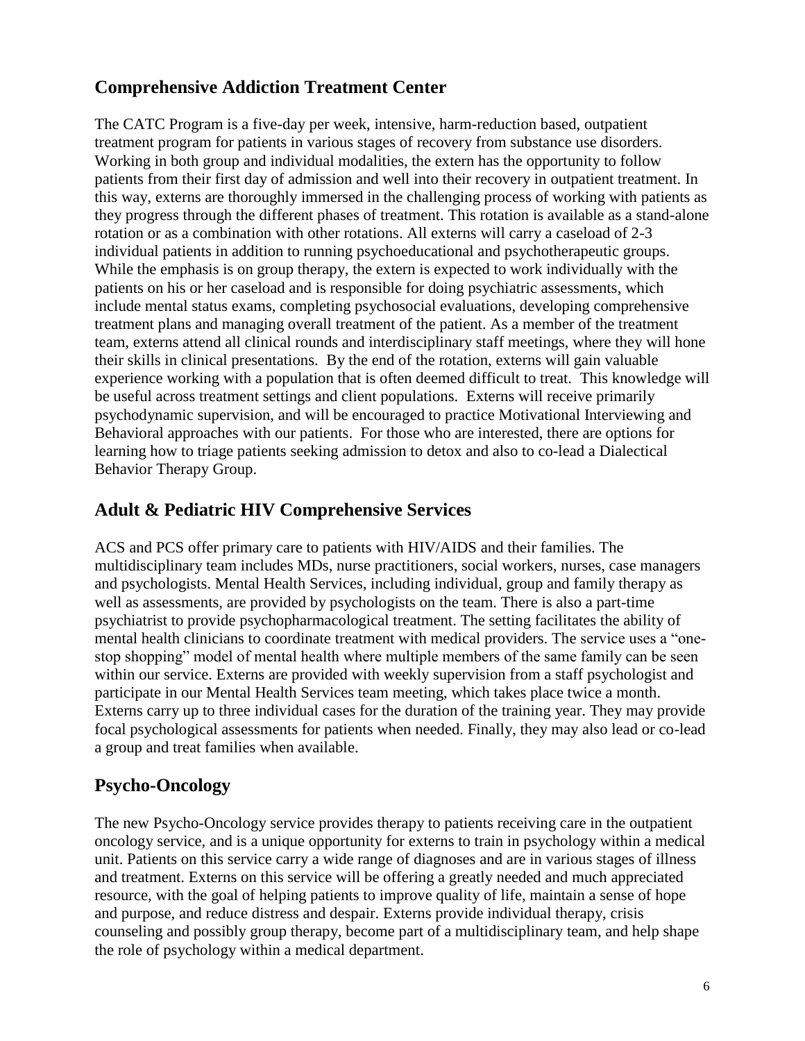## Comprehensive Addiction Treatment Center

The CATC Program is a five-day per week, intensive, harm-reduction based, outpatient treatment program for patients in various stages of recovery from substance use disorders. Working in both group and individual modalities, the extern has the opportunity to follow patients from their first day of admission and well into their recovery in outpatient treatment. In this way, externs are thoroughly immersed in the challenging process of working with patients as they progress through the different phases of treatment. This rotation is available as a stand-alone rotation or as a combination with other rotations. All externs will carry a caseload of 2-3 individual patients in addition to running psychoeducational and psychotherapeutic groups. While the emphasis is on group therapy, the extern is expected to work individually with the patients on his or her caseload and is responsible for doing psychiatric assessments, which include mental status exams, completing psychosocial evaluations, developing comprehensive treatment plans and managing overall treatment of the patient. As a member of the treatment team, externs attend all clinical rounds and interdisciplinary staff meetings, where they will hone their skills in clinical presentations. By the end of the rotation, externs will gain valuable experience working with a population that is often deemed difficult to treat. This knowledge will be useful across treatment settings and client populations. Externs will receive primarily psychodynamic supervision, and will be encouraged to practice Motivational Interviewing and Behavioral approaches with our patients. For those who are interested, there are options for learning how to triage patients seeking admission to detox and also to co-lead a Dialectical Behavior Therapy Group.

## Adult & Pediatric HIV Comprehensive Services

ACS and PCS offer primary care to patients with HIV/AIDS and their families. The multidisciplinary team includes MDs, nurse practitioners, social workers, nurses, case managers and psychologists. Mental Health Services, including individual, group and family therapy as well as assessments, are provided by psychologists on the team. There is also a part-time psychiatrist to provide psychopharmacological treatment. The setting facilitates the ability of mental health clinicians to coordinate treatment with medical providers. The service uses a "one-stop shopping" model of mental health where multiple members of the same family can be seen within our service. Externs are provided with weekly supervision from a staff psychologist and participate in our Mental Health Services team meeting, which takes place twice a month. Externs carry up to three individual cases for the duration of the training year. They may provide focal psychological assessments for patients when needed. Finally, they may also lead or co-lead a group and treat families when available.

## Psycho-Oncology

The new Psycho-Oncology service provides therapy to patients receiving care in the outpatient oncology service, and is a unique opportunity for externs to train in psychology within a medical unit. Patients on this service carry a wide range of diagnoses and are in various stages of illness and treatment. Externs on this service will be offering a greatly needed and much appreciated resource, with the goal of helping patients to improve quality of life, maintain a sense of hope and purpose, and reduce distress and despair. Externs provide individual therapy, crisis counseling and possibly group therapy, become part of a multidisciplinary team, and help shape the role of psychology within a medical department.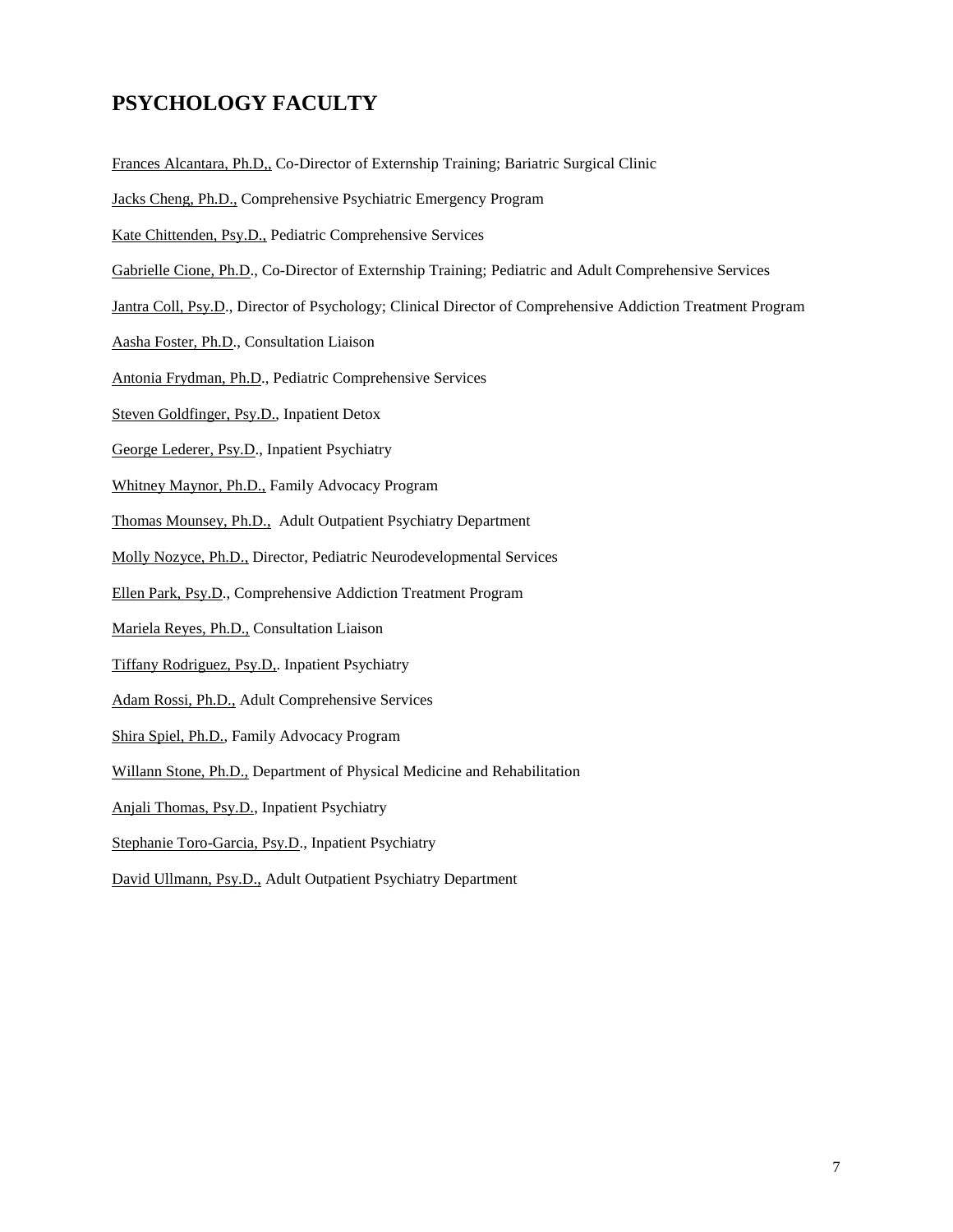# PSYCHOLOGY FACULTY

Frances Alcantara, Ph.D., Co-Director of Externship Training; Bariatric Surgical Clinic

Jacks Cheng, Ph.D., Comprehensive Psychiatric Emergency Program

Kate Chittenden, Psy.D., Pediatric Comprehensive Services

Gabrielle Cione, Ph.D., Co-Director of Externship Training; Pediatric and Adult Comprehensive Services

Jantra Coll, Psy.D., Director of Psychology; Clinical Director of Comprehensive Addiction Treatment Program

Aasha Foster, Ph.D., Consultation Liaison

Antonia Frydman, Ph.D., Pediatric Comprehensive Services

Steven Goldfinger, Psy.D., Inpatient Detox

George Lederer, Psy.D., Inpatient Psychiatry

Whitney Maynor, Ph.D., Family Advocacy Program

Thomas Mounsey, Ph.D., Adult Outpatient Psychiatry Department

Molly Nozyce, Ph.D., Director, Pediatric Neurodevelopmental Services

Ellen Park, Psy.D., Comprehensive Addiction Treatment Program

Mariela Reyes, Ph.D., Consultation Liaison

Tiffany Rodriguez, Psy.D,. Inpatient Psychiatry

Adam Rossi, Ph.D., Adult Comprehensive Services

Shira Spiel, Ph.D., Family Advocacy Program

Willann Stone, Ph.D., Department of Physical Medicine and Rehabilitation

Anjali Thomas, Psy.D., Inpatient Psychiatry

Stephanie Toro-Garcia, Psy.D., Inpatient Psychiatry

David Ullmann, Psy.D., Adult Outpatient Psychiatry Department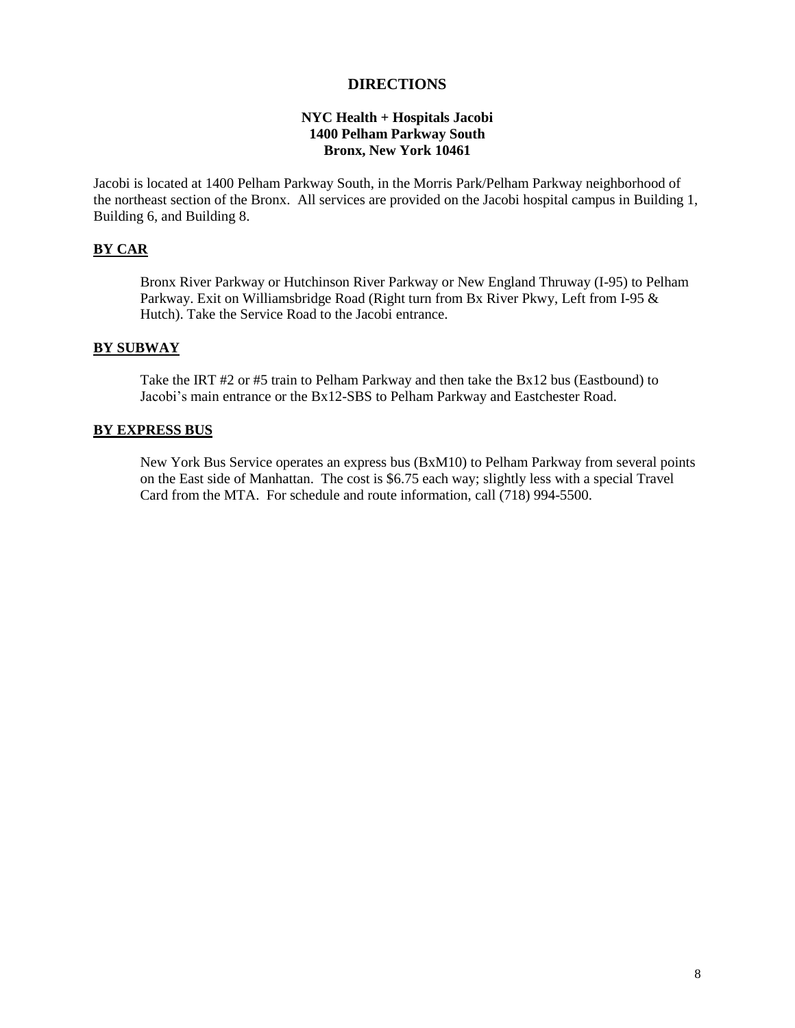# DIRECTIONS

**NYC Health + Hospitals Jacobi**
**1400 Pelham Parkway South**
**Bronx, New York 10461**

Jacobi is located at 1400 Pelham Parkway South, in the Morris Park/Pelham Parkway neighborhood of the northeast section of the Bronx. All services are provided on the Jacobi hospital campus in Building 1, Building 6, and Building 8.

## BY CAR

Bronx River Parkway or Hutchinson River Parkway or New England Thruway (I-95) to Pelham Parkway. Exit on Williamsbridge Road (Right turn from Bx River Pkwy, Left from I-95 & Hutch). Take the Service Road to the Jacobi entrance.

## BY SUBWAY

Take the IRT #2 or #5 train to Pelham Parkway and then take the Bx12 bus (Eastbound) to Jacobi's main entrance or the Bx12-SBS to Pelham Parkway and Eastchester Road.

## BY EXPRESS BUS

New York Bus Service operates an express bus (BxM10) to Pelham Parkway from several points on the East side of Manhattan. The cost is $6.75 each way; slightly less with a special Travel Card from the MTA. For schedule and route information, call (718) 994-5500.